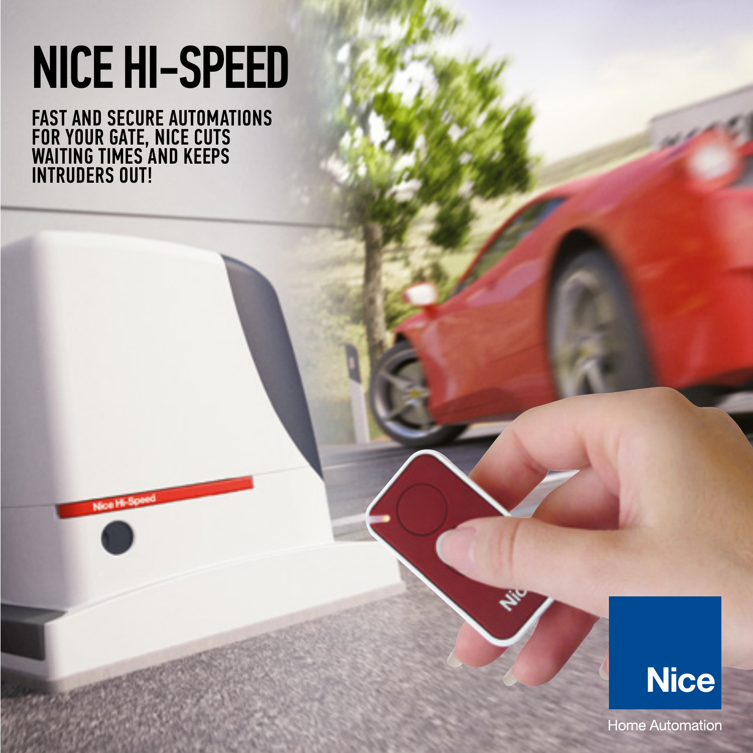# NICE HI-SPEED

**FAST AND SECURE AUTOMATIONS FOR YOUR GATE, NICE CUTS WAITING TIMES AND KEEPS INTRUDERS OUT!**

Nice

Home Automation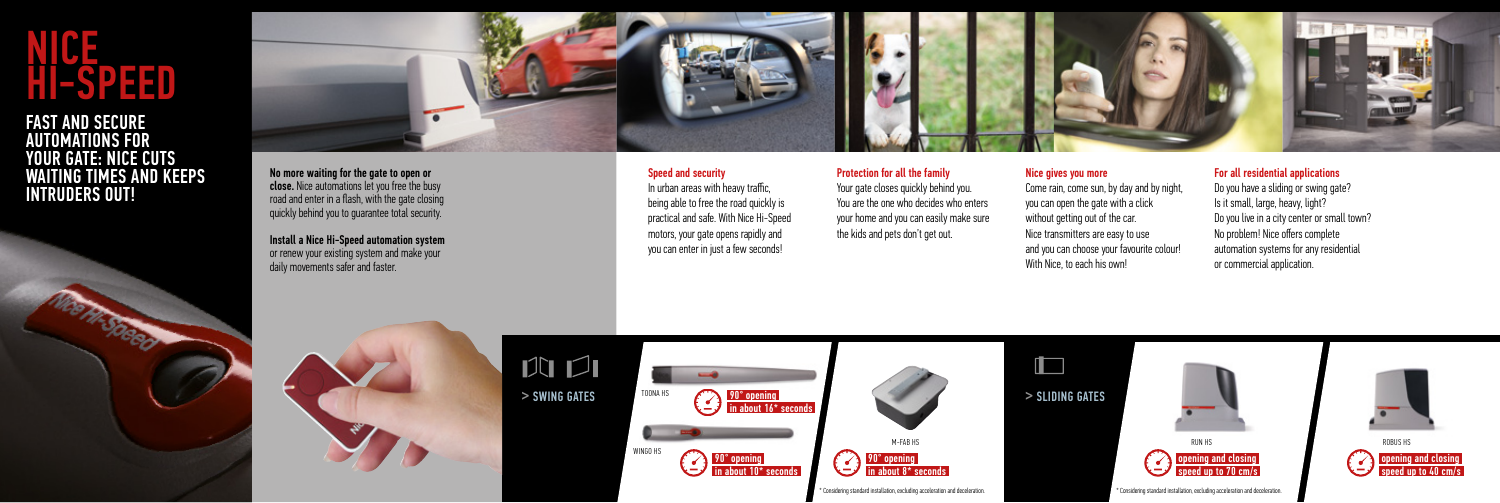# NICE HI-SPEED

## FAST AND SECURE AUTOMATIONS FOR YOUR GATE: NICE CUTS WAITING TIMES AND KEEPS INTRUDERS OUT!

**No more waiting for the gate to open or close.** Nice automations let you free the busy road and enter in a flash, with the gate closing quickly behind you to guarantee total security.

**Install a Nice Hi-Speed automation system** or renew your existing system and make your daily movements safer and faster.

### Speed and security

In urban areas with heavy traffic, being able to free the road quickly is practical and safe. With Nice Hi-Speed motors, your gate opens rapidly and you can enter in just a few seconds!

### Protection for all the family

Your gate closes quickly behind you. You are the one who decides who enters your home and you can easily make sure the kids and pets don't get out.

### Nice gives you more

Come rain, come sun, by day and by night, you can open the gate with a click without getting out of the car. Nice transmitters are easy to use and you can choose your favourite colour! With Nice, to each his own!

### For all residential applications

Do you have a sliding or swing gate? Is it small, large, heavy, light? Do you live in a city center or small town? No problem! Nice offers complete automation systems for any residential or commercial application.

### > SWING GATES

TOONA HS — **90° opening in about 16* seconds**

WINGO HS — **90° opening in about 10* seconds**

M-FAB HS — **90° opening in about 8* seconds**

\* Considering standard installation, excluding acceleration and deceleration.

### > SLIDING GATES

RUN HS — **opening and closing speed up to 70 cm/s**

ROBUS HS — **opening and closing speed up to 40 cm/s**

\* Considering standard installation, excluding acceleration and deceleration.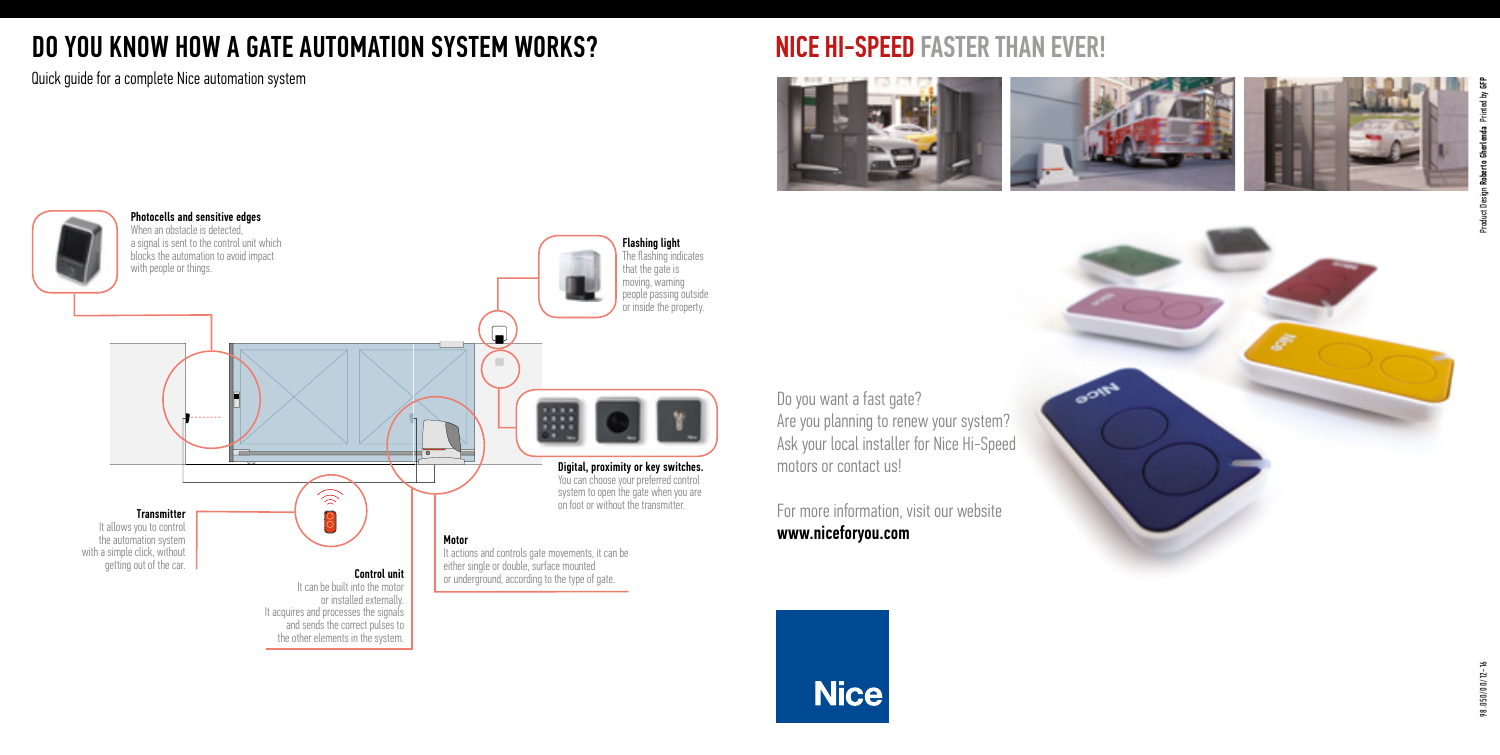# DO YOU KNOW HOW A GATE AUTOMATION SYSTEM WORKS?

Quick guide for a complete Nice automation system

**Photocells and sensitive edges**
When an obstacle is detected, a signal is sent to the control unit which blocks the automation to avoid impact with people or things.

**Flashing light**
The flashing indicates that the gate is moving, warning people passing outside or inside the property.

**Digital, proximity or key switches.**
You can choose your preferred control system to open the gate when you are on foot or without the transmitter.

**Transmitter**
It allows you to control the automation system with a simple click, without getting out of the car.

**Control unit**
It can be built into the motor or installed externally. It acquires and processes the signals and sends the correct pulses to the other elements in the system.

**Motor**
It actions and controls gate movements, it can be either single or double, surface mounted or underground, according to the type of gate.

# NICE HI-SPEED FASTER THAN EVER!

Do you want a fast gate?
Are you planning to renew your system?
Ask your local installer for Nice Hi-Speed motors or contact us!

For more information, visit our website
**www.niceforyou.com**

Nice

Product Design **Roberto Gherlenda** Printed by GFP

98.0500/0/12-16